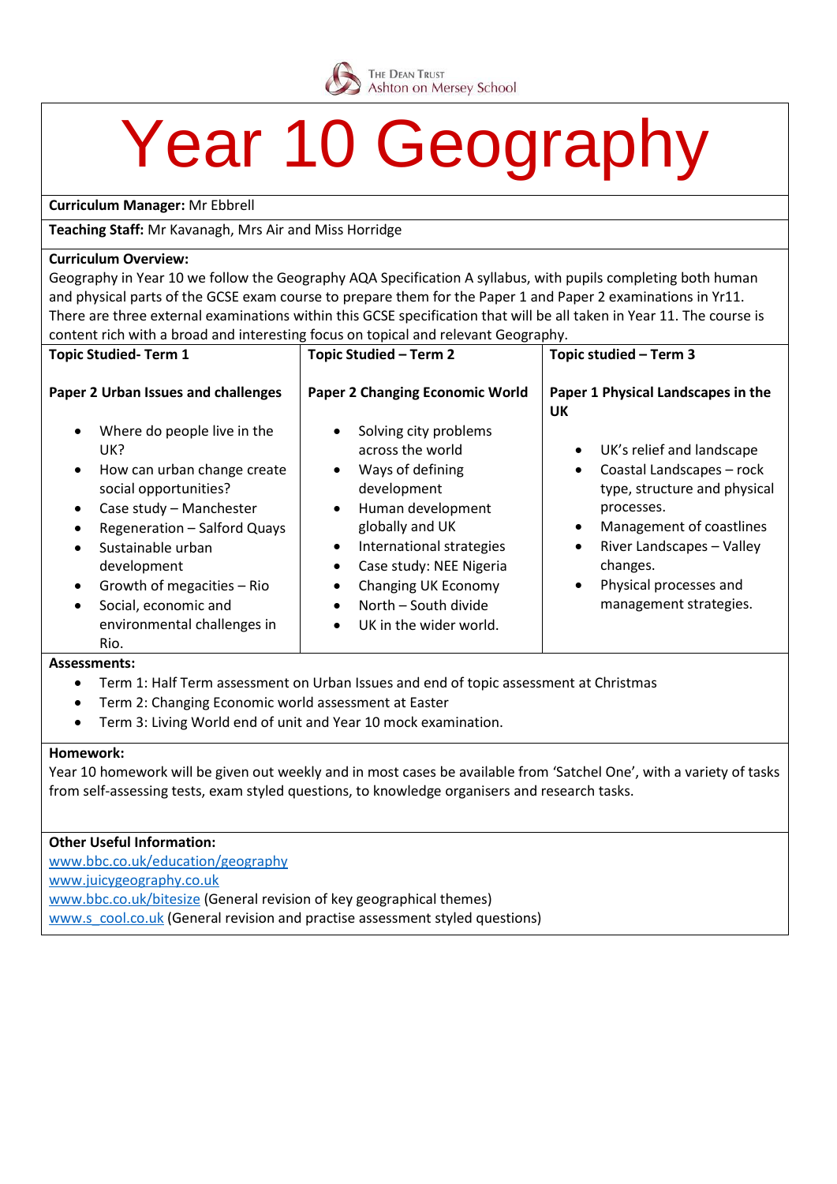The Dean Trust
Ashton on Mersey School

# Year 10 Geography

**Curriculum Manager:** Mr Ebbrell

**Teaching Staff:** Mr Kavanagh, Mrs Air and Miss Horridge

**Curriculum Overview:**
Geography in Year 10 we follow the Geography AQA Specification A syllabus, with pupils completing both human and physical parts of the GCSE exam course to prepare them for the Paper 1 and Paper 2 examinations in Yr11. There are three external examinations within this GCSE specification that will be all taken in Year 11. The course is content rich with a broad and interesting focus on topical and relevant Geography.

| Topic Studied- Term 1 | Topic Studied – Term 2 | Topic studied – Term 3 |
|---|---|---|
| **Paper 2 Urban Issues and challenges**<br><br>• Where do people live in the UK?<br>• How can urban change create social opportunities?<br>• Case study – Manchester<br>• Regeneration – Salford Quays<br>• Sustainable urban development<br>• Growth of megacities – Rio<br>• Social, economic and environmental challenges in Rio. | **Paper 2 Changing Economic World**<br><br>• Solving city problems across the world<br>• Ways of defining development<br>• Human development globally and UK<br>• International strategies<br>• Case study: NEE Nigeria<br>• Changing UK Economy<br>• North – South divide<br>• UK in the wider world. | **Paper 1 Physical Landscapes in the UK**<br><br>• UK's relief and landscape<br>• Coastal Landscapes – rock type, structure and physical processes.<br>• Management of coastlines<br>• River Landscapes – Valley changes.<br>• Physical processes and management strategies. |

**Assessments:**

- Term 1: Half Term assessment on Urban Issues and end of topic assessment at Christmas
- Term 2: Changing Economic world assessment at Easter
- Term 3: Living World end of unit and Year 10 mock examination.

**Homework:**
Year 10 homework will be given out weekly and in most cases be available from 'Satchel One', with a variety of tasks from self-assessing tests, exam styled questions, to knowledge organisers and research tasks.

**Other Useful Information:**
www.bbc.co.uk/education/geography
www.juicygeography.co.uk
www.bbc.co.uk/bitesize (General revision of key geographical themes)
www.s_cool.co.uk (General revision and practise assessment styled questions)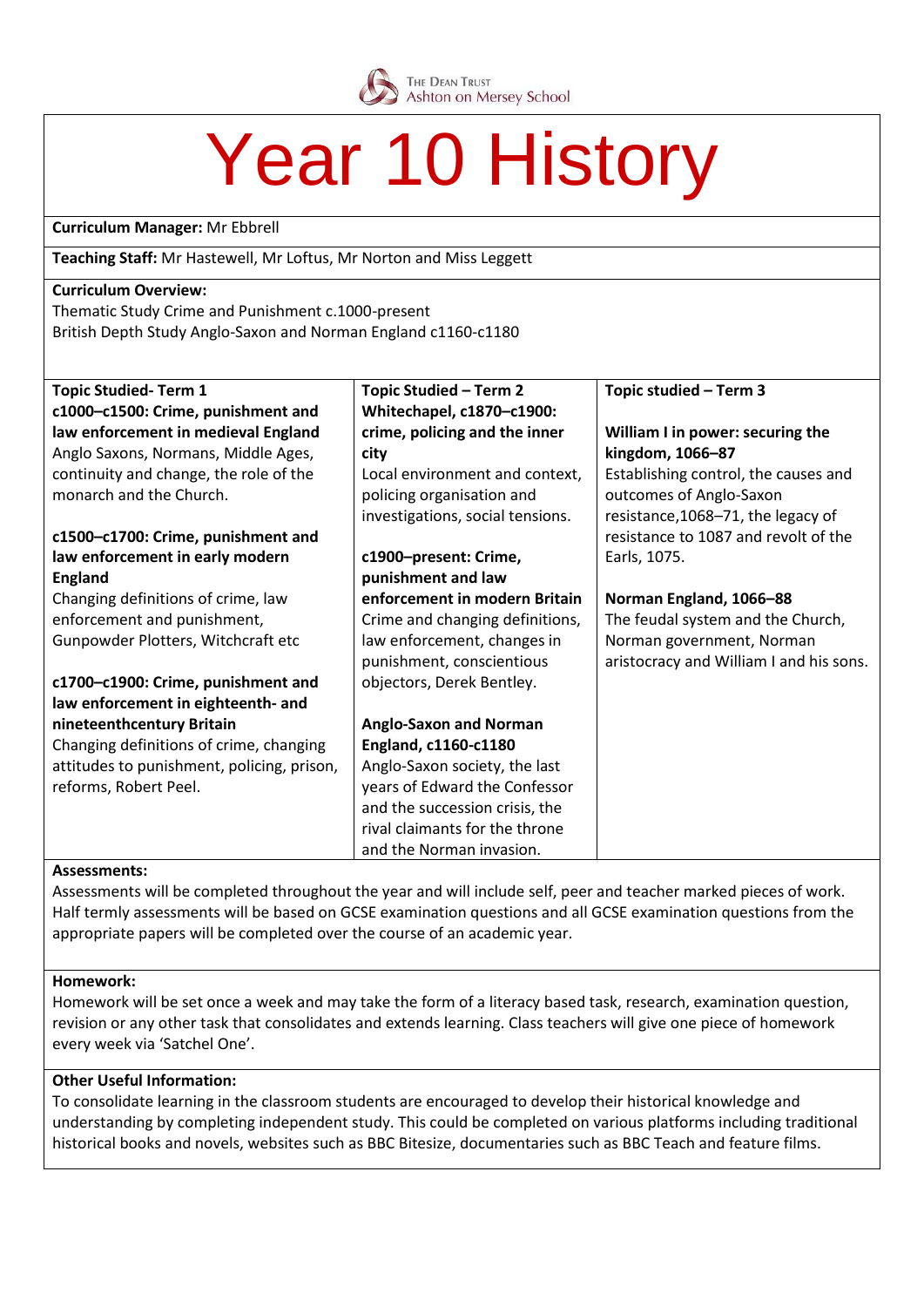The Dean Trust
Ashton on Mersey School

# Year 10 History

**Curriculum Manager:** Mr Ebbrell

**Teaching Staff:** Mr Hastewell, Mr Loftus, Mr Norton and Miss Leggett

**Curriculum Overview:**
Thematic Study Crime and Punishment c.1000-present
British Depth Study Anglo-Saxon and Norman England c1160-c1180

| Topic Studied- Term 1 | Topic Studied – Term 2 | Topic studied – Term 3 |
|---|---|---|
| **c1000–c1500: Crime, punishment and law enforcement in medieval England**<br>Anglo Saxons, Normans, Middle Ages, continuity and change, the role of the monarch and the Church.<br><br>**c1500–c1700: Crime, punishment and law enforcement in early modern England**<br>Changing definitions of crime, law enforcement and punishment, Gunpowder Plotters, Witchcraft etc<br><br>**c1700–c1900: Crime, punishment and law enforcement in eighteenth- and nineteenthcentury Britain**<br>Changing definitions of crime, changing attitudes to punishment, policing, prison, reforms, Robert Peel. | **Whitechapel, c1870–c1900: crime, policing and the inner city**<br>Local environment and context, policing organisation and investigations, social tensions.<br><br>**c1900–present: Crime, punishment and law enforcement in modern Britain**<br>Crime and changing definitions, law enforcement, changes in punishment, conscientious objectors, Derek Bentley.<br><br>**Anglo-Saxon and Norman England, c1160-c1180**<br>Anglo-Saxon society, the last years of Edward the Confessor and the succession crisis, the rival claimants for the throne and the Norman invasion. | **William I in power: securing the kingdom, 1066–87**<br>Establishing control, the causes and outcomes of Anglo-Saxon resistance,1068–71, the legacy of resistance to 1087 and revolt of the Earls, 1075.<br><br>**Norman England, 1066–88**<br>The feudal system and the Church, Norman government, Norman aristocracy and William I and his sons. |

**Assessments:**
Assessments will be completed throughout the year and will include self, peer and teacher marked pieces of work. Half termly assessments will be based on GCSE examination questions and all GCSE examination questions from the appropriate papers will be completed over the course of an academic year.

**Homework:**
Homework will be set once a week and may take the form of a literacy based task, research, examination question, revision or any other task that consolidates and extends learning. Class teachers will give one piece of homework every week via 'Satchel One'.

**Other Useful Information:**
To consolidate learning in the classroom students are encouraged to develop their historical knowledge and understanding by completing independent study. This could be completed on various platforms including traditional historical books and novels, websites such as BBC Bitesize, documentaries such as BBC Teach and feature films.